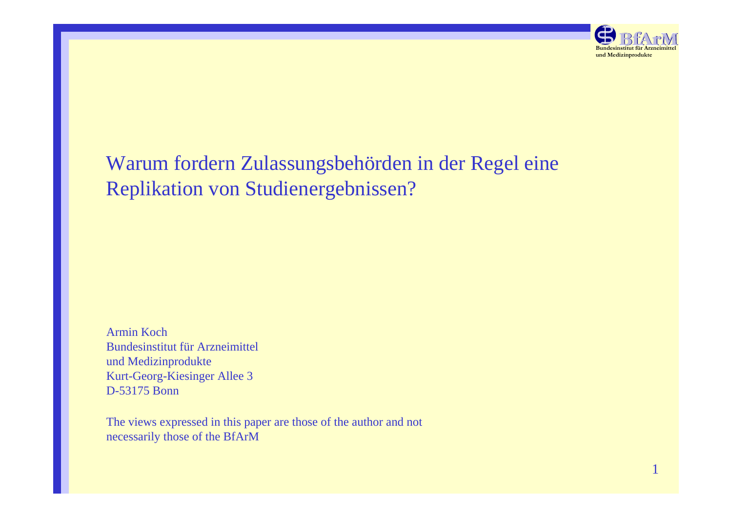# Warum fordern Zulassungsbehörden in der Regel eine Replikation von Studienergebnissen?

Armin Koch
Bundesinstitut für Arzneimittel
und Medizinprodukte
Kurt-Georg-Kiesinger Allee 3
D-53175 Bonn

The views expressed in this paper are those of the author and not necessarily those of the BfArM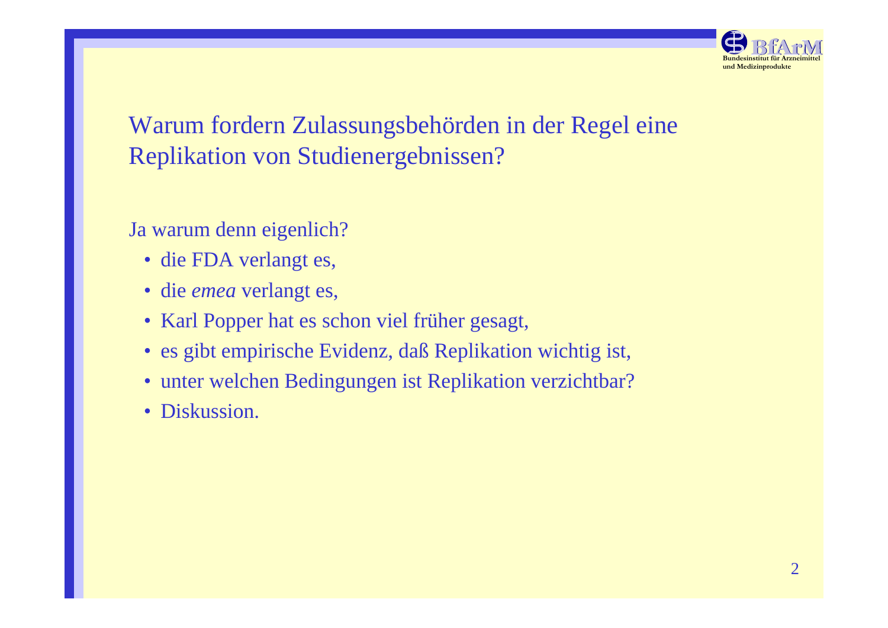# Warum fordern Zulassungsbehörden in der Regel eine Replikation von Studienergebnissen?

Ja warum denn eigenlich?

- die FDA verlangt es,
- die *emea* verlangt es,
- Karl Popper hat es schon viel früher gesagt,
- es gibt empirische Evidenz, daß Replikation wichtig ist,
- unter welchen Bedingungen ist Replikation verzichtbar?
- Diskussion.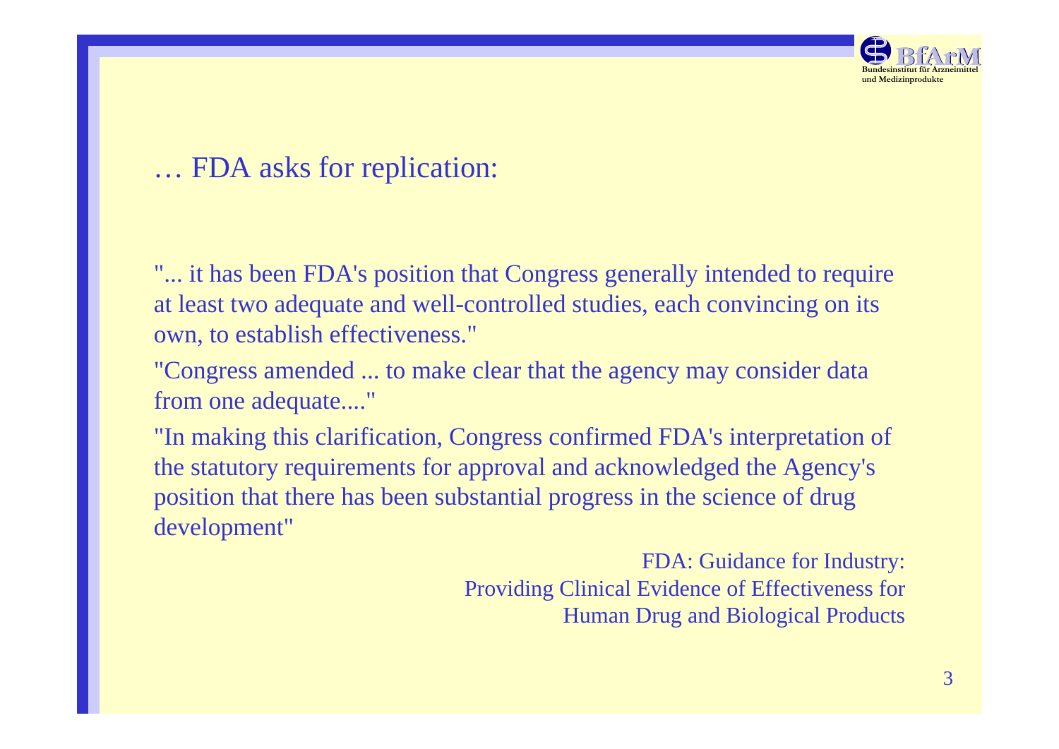## … FDA asks for replication:

"... it has been FDA's position that Congress generally intended to require at least two adequate and well-controlled studies, each convincing on its own, to establish effectiveness."

"Congress amended ... to make clear that the agency may consider data from one adequate...."

"In making this clarification, Congress confirmed FDA's interpretation of the statutory requirements for approval and acknowledged the Agency's position that there has been substantial progress in the science of drug development"

FDA: Guidance for Industry:
Providing Clinical Evidence of Effectiveness for
Human Drug and Biological Products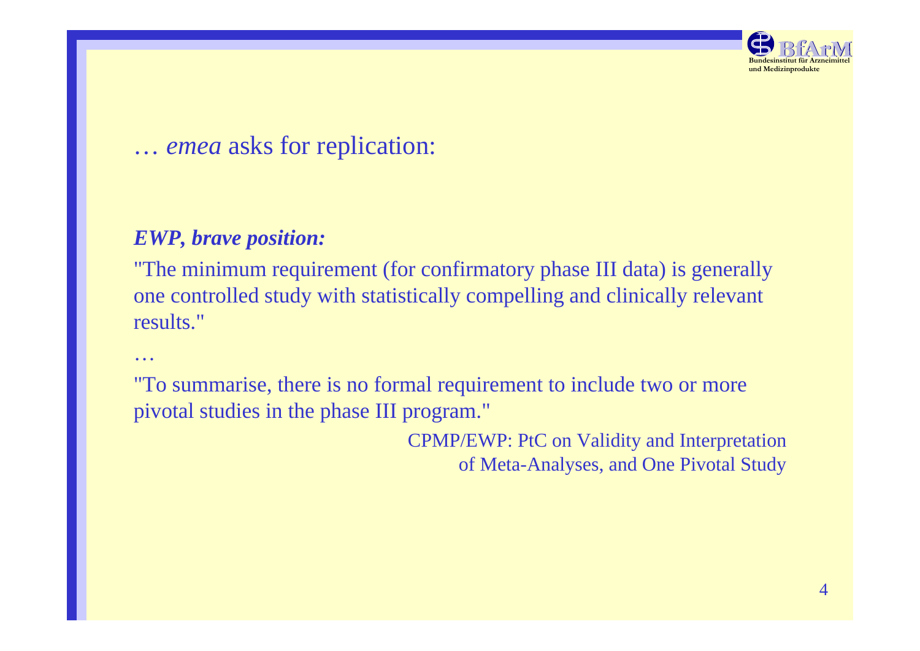## … *emea* asks for replication:

***EWP, brave position:***

"The minimum requirement (for confirmatory phase III data) is generally one controlled study with statistically compelling and clinically relevant results."

…

"To summarise, there is no formal requirement to include two or more pivotal studies in the phase III program."

CPMP/EWP: PtC on Validity and Interpretation of Meta-Analyses, and One Pivotal Study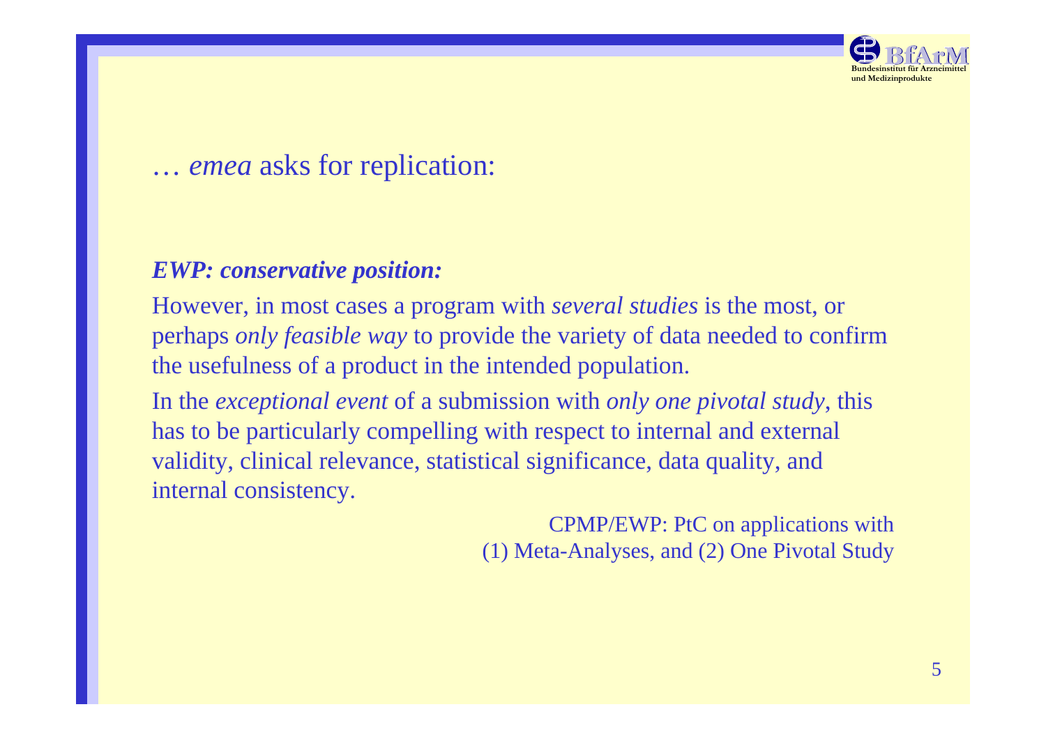## … *emea* asks for replication:

***EWP: conservative position:***

However, in most cases a program with *several studies* is the most, or perhaps *only feasible way* to provide the variety of data needed to confirm the usefulness of a product in the intended population.

In the *exceptional event* of a submission with *only one pivotal study*, this has to be particularly compelling with respect to internal and external validity, clinical relevance, statistical significance, data quality, and internal consistency.

CPMP/EWP: PtC on applications with (1) Meta-Analyses, and (2) One Pivotal Study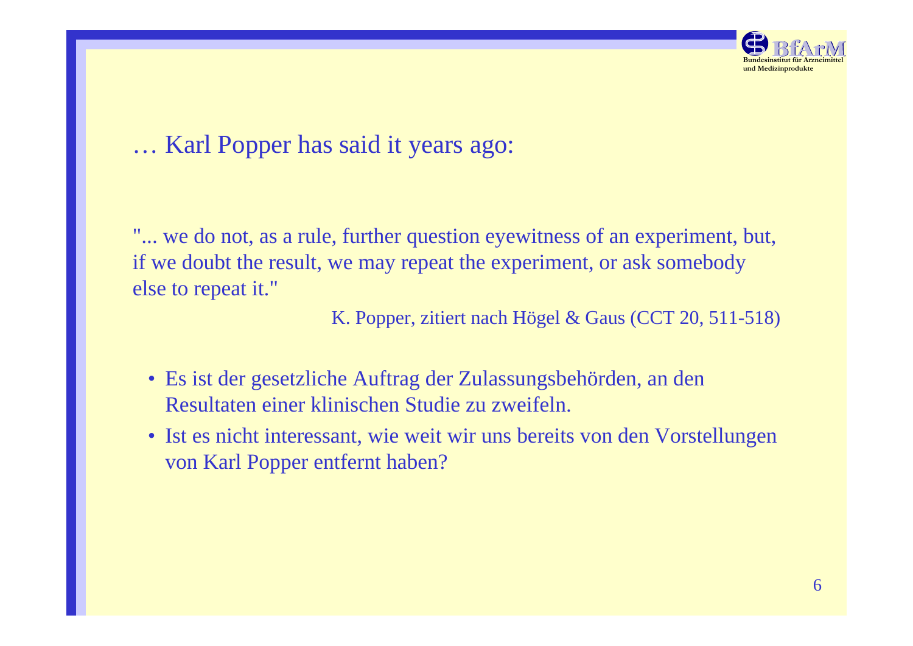## … Karl Popper has said it years ago:

"... we do not, as a rule, further question eyewitness of an experiment, but, if we doubt the result, we may repeat the experiment, or ask somebody else to repeat it."

K. Popper, zitiert nach Högel & Gaus (CCT 20, 511-518)

- Es ist der gesetzliche Auftrag der Zulassungsbehörden, an den Resultaten einer klinischen Studie zu zweifeln.
- Ist es nicht interessant, wie weit wir uns bereits von den Vorstellungen von Karl Popper entfernt haben?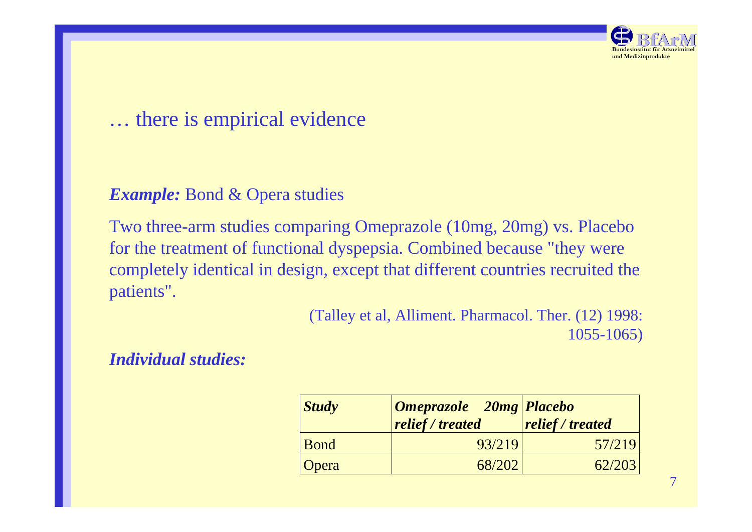# … there is empirical evidence

***Example:*** Bond & Opera studies

Two three-arm studies comparing Omeprazole (10mg, 20mg) vs. Placebo for the treatment of functional dyspepsia. Combined because "they were completely identical in design, except that different countries recruited the patients".

(Talley et al, Alliment. Pharmacol. Ther. (12) 1998: 1055-1065)

***Individual studies:***

| ***Study*** | ***Omeprazole 20mg relief / treated*** | ***Placebo relief / treated*** |
|---|---|---|
| Bond | 93/219 | 57/219 |
| Opera | 68/202 | 62/203 |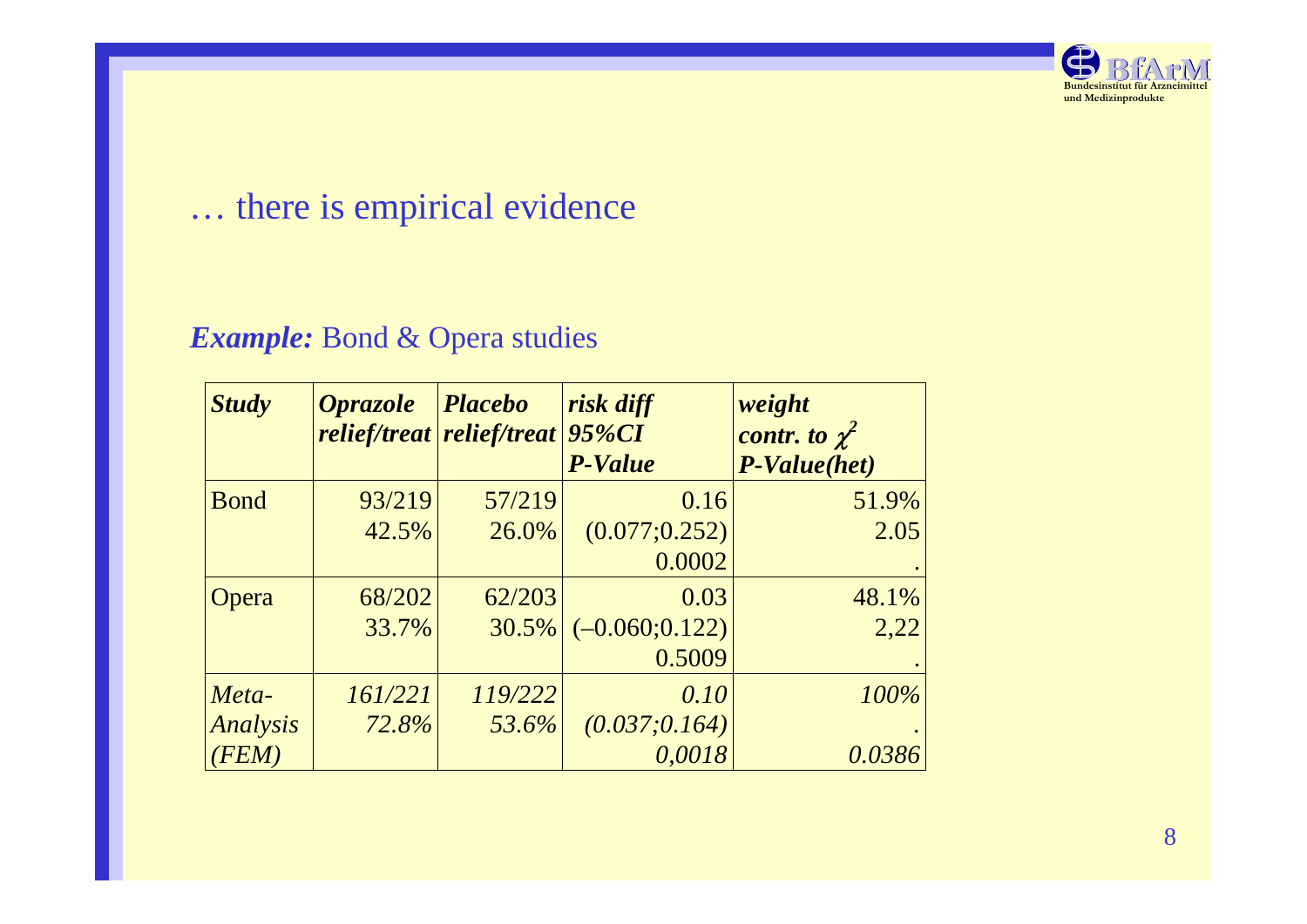## … there is empirical evidence

***Example:*** Bond & Opera studies

| ***Study*** | ***Oprazole relief/treat*** | ***Placebo relief/treat*** | ***risk diff 95%CI P-Value*** | ***weight contr. to $\chi^2$ P-Value(het)*** |
|---|---|---|---|---|
| Bond | 93/219<br>42.5% | 57/219<br>26.0% | 0.16<br>(0.077;0.252)<br>0.0002 | 51.9%<br>2.05<br>. |
| Opera | 68/202<br>33.7% | 62/203<br>30.5% | 0.03<br>(–0.060;0.122)<br>0.5009 | 48.1%<br>2,22<br>. |
| *Meta-Analysis (FEM)* | *161/221*<br>*72.8%* | *119/222*<br>*53.6%* | *0.10*<br>*(0.037;0.164)*<br>*0,0018* | *100%*<br>.<br>*0.0386* |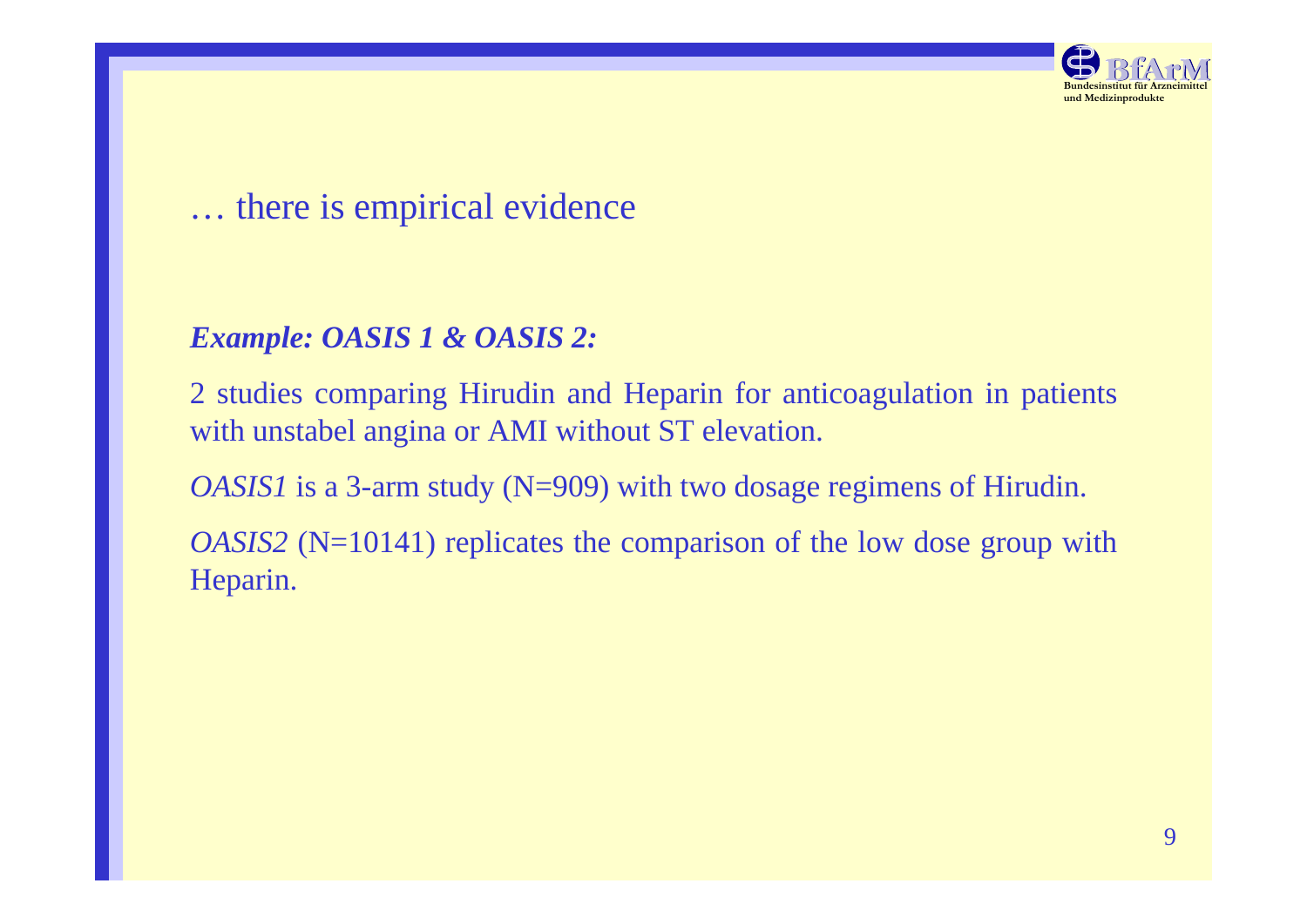## … there is empirical evidence

***Example: OASIS 1 & OASIS 2:***

2 studies comparing Hirudin and Heparin for anticoagulation in patients with unstabel angina or AMI without ST elevation.

*OASIS1* is a 3-arm study (N=909) with two dosage regimens of Hirudin.

*OASIS2* (N=10141) replicates the comparison of the low dose group with Heparin.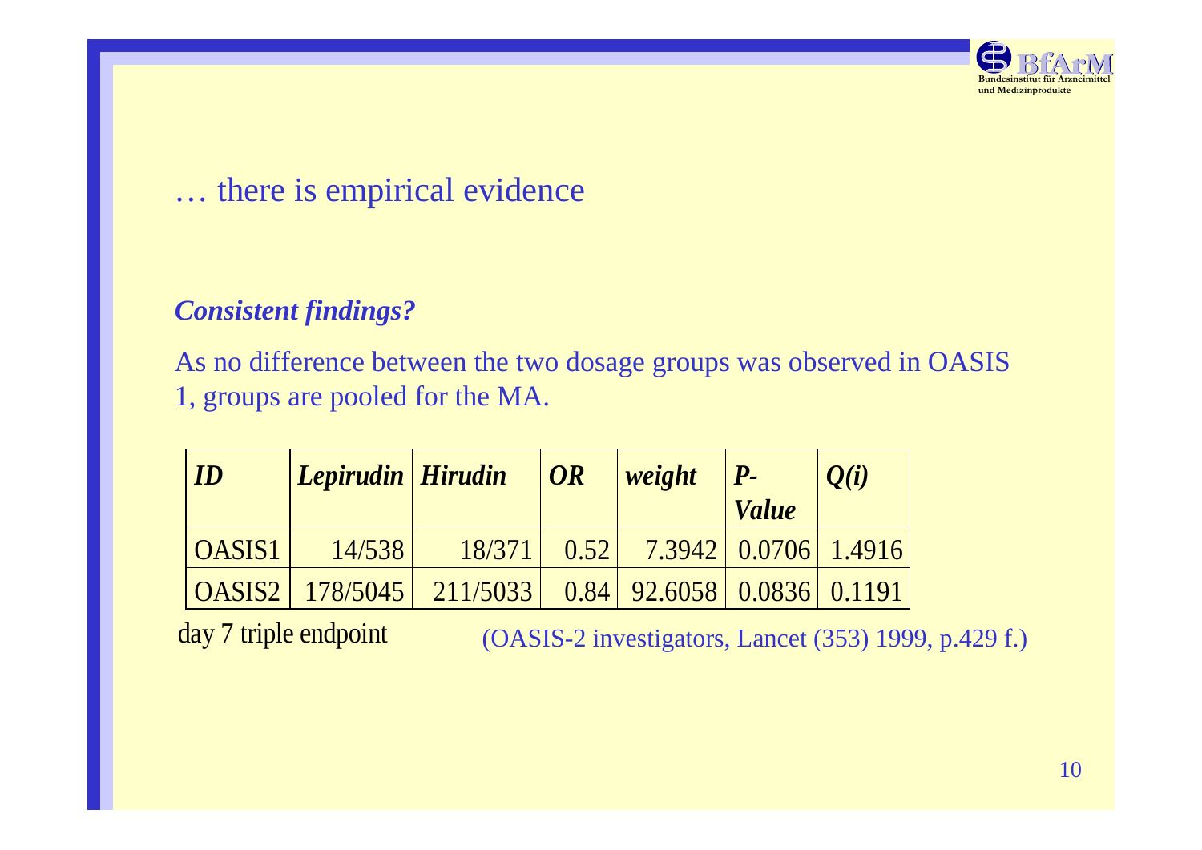… there is empirical evidence

***Consistent findings?***

As no difference between the two dosage groups was observed in OASIS 1, groups are pooled for the MA.

| *ID* | *Lepirudin* | *Hirudin* | *OR* | *weight* | *P-Value* | *Q(i)* |
|---|---|---|---|---|---|---|
| OASIS1 | 14/538 | 18/371 | 0.52 | 7.3942 | 0.0706 | 1.4916 |
| OASIS2 | 178/5045 | 211/5033 | 0.84 | 92.6058 | 0.0836 | 0.1191 |

day 7 triple endpoint

(OASIS-2 investigators, Lancet (353) 1999, p.429 f.)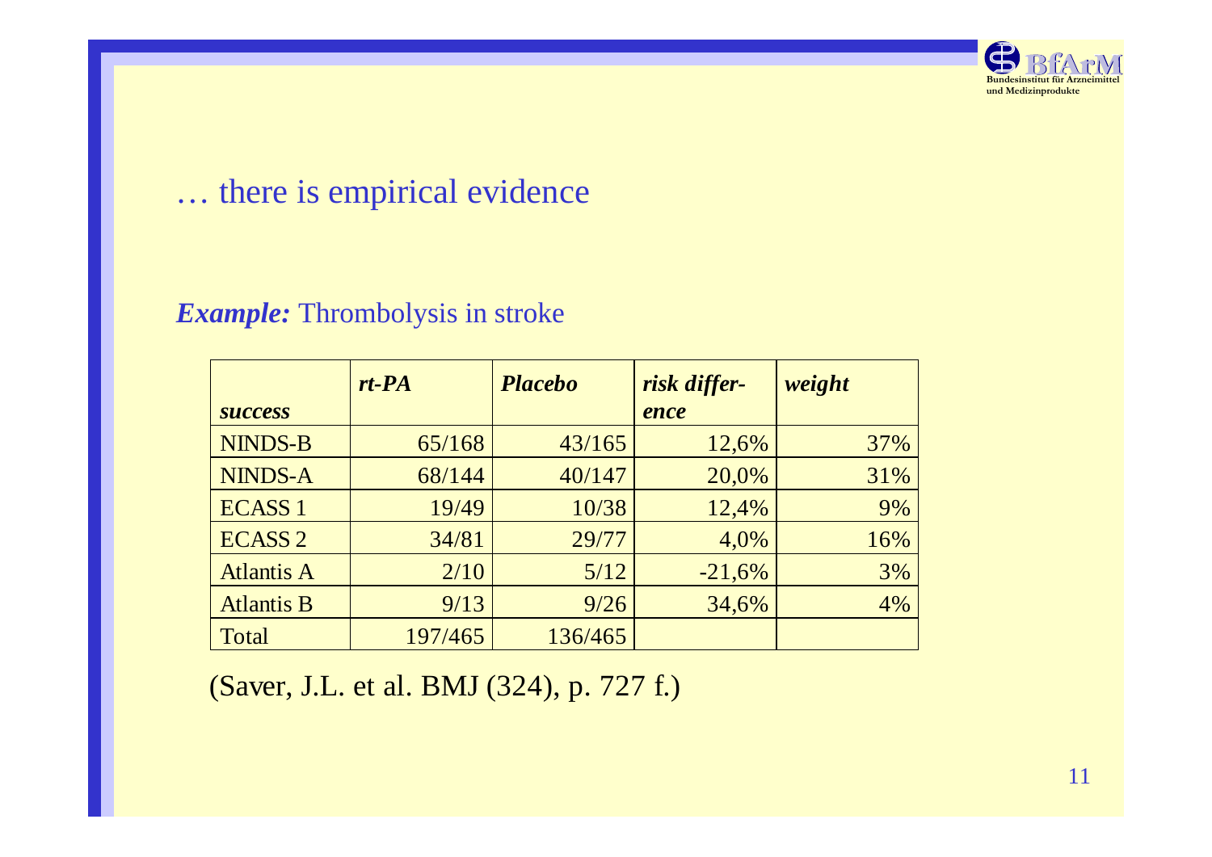# … there is empirical evidence

***Example:*** Thrombolysis in stroke

| ***success*** | ***rt-PA*** | ***Placebo*** | ***risk difference*** | ***weight*** |
|---|---|---|---|---|
| NINDS-B | 65/168 | 43/165 | 12,6% | 37% |
| NINDS-A | 68/144 | 40/147 | 20,0% | 31% |
| ECASS 1 | 19/49 | 10/38 | 12,4% | 9% |
| ECASS 2 | 34/81 | 29/77 | 4,0% | 16% |
| Atlantis A | 2/10 | 5/12 | -21,6% | 3% |
| Atlantis B | 9/13 | 9/26 | 34,6% | 4% |
| Total | 197/465 | 136/465 | | |

(Saver, J.L. et al. BMJ (324), p. 727 f.)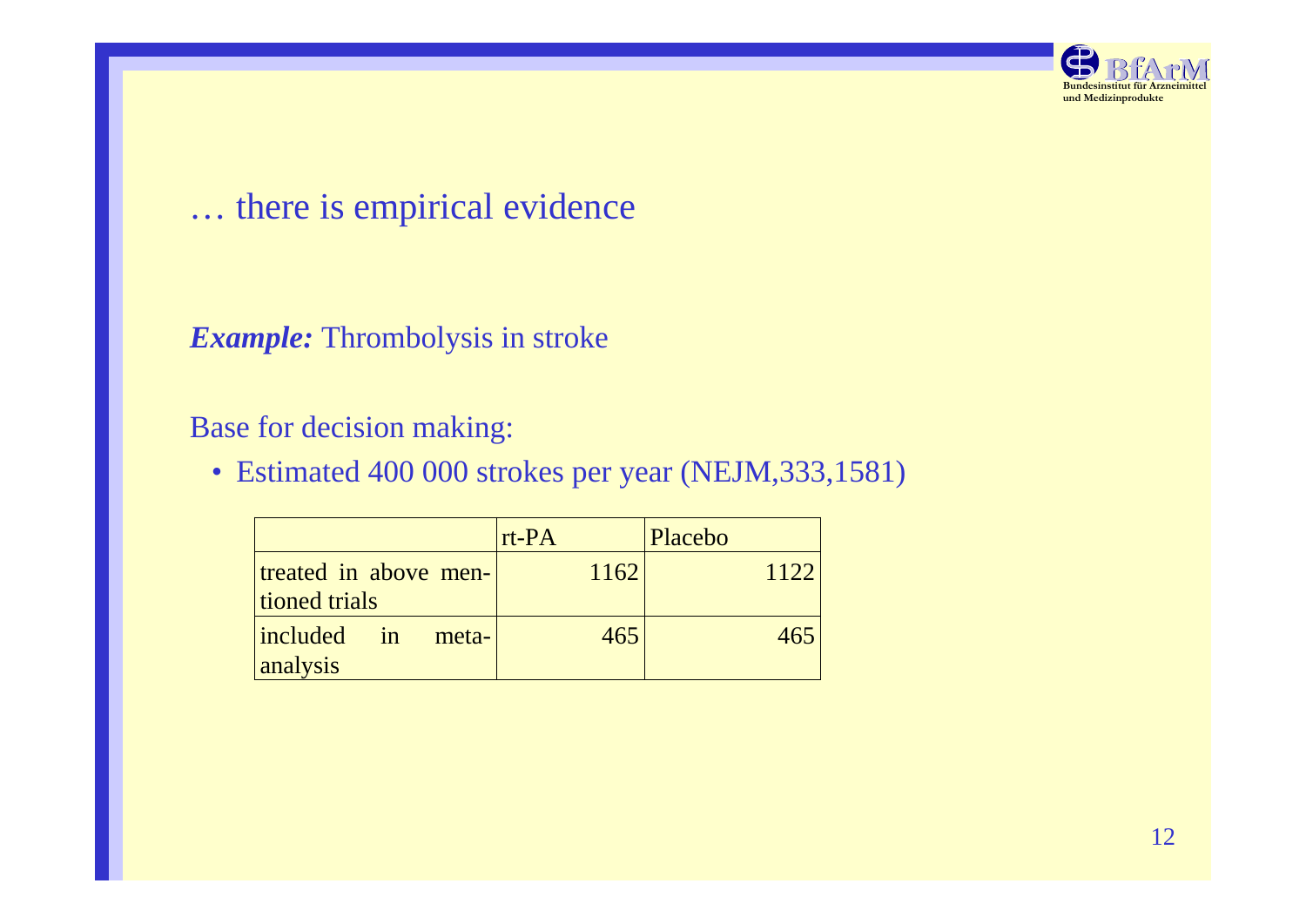# … there is empirical evidence

***Example:*** Thrombolysis in stroke

Base for decision making:

- Estimated 400 000 strokes per year (NEJM,333,1581)

| | rt-PA | Placebo |
|---|---|---|
| treated in above mentioned trials | 1162 | 1122 |
| included in meta-analysis | 465 | 465 |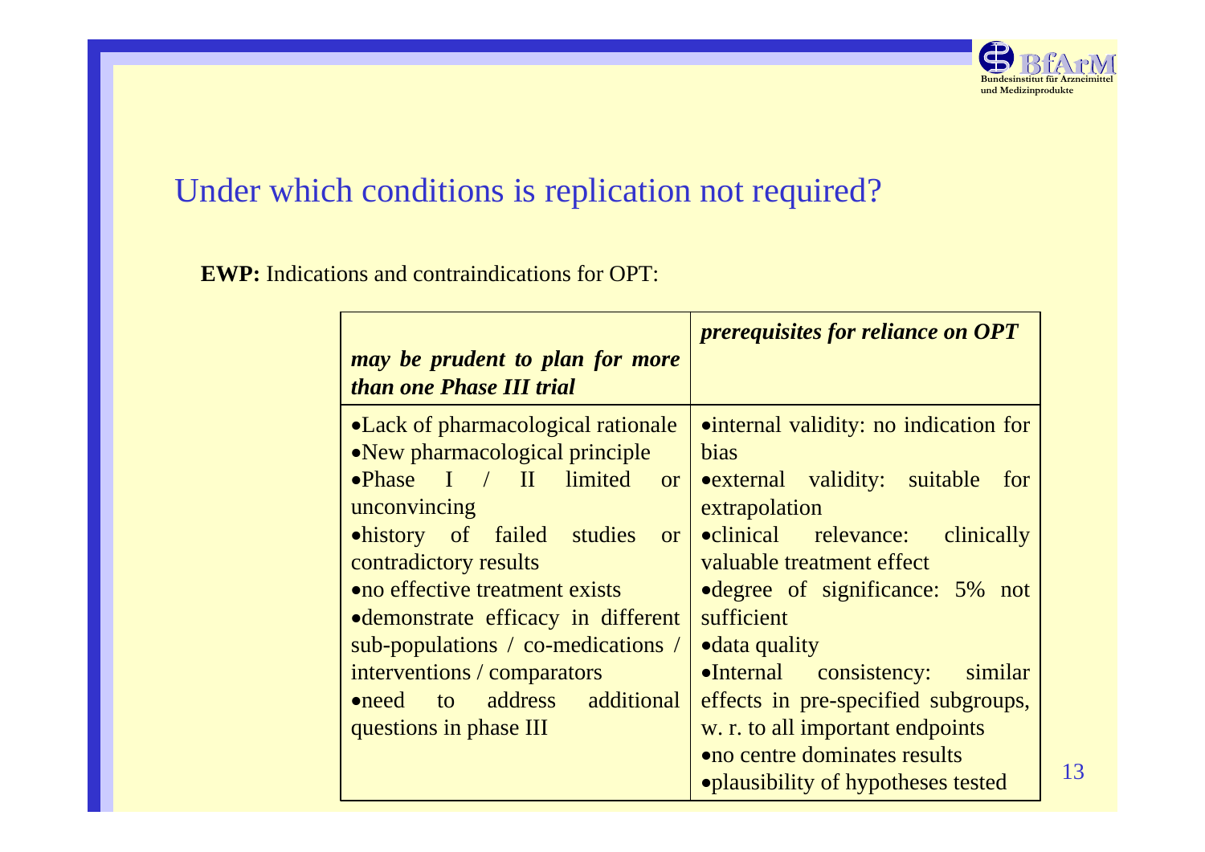## Under which conditions is replication not required?

**EWP:** Indications and contraindications for OPT:

| *may be prudent to plan for more than one Phase III trial* | *prerequisites for reliance on OPT* |
|---|---|
| •Lack of pharmacological rationale<br>•New pharmacological principle<br>•Phase I / II limited or unconvincing<br>•history of failed studies or contradictory results<br>•no effective treatment exists<br>•demonstrate efficacy in different sub-populations / co-medications / interventions / comparators<br>•need to address additional questions in phase III | •internal validity: no indication for bias<br>•external validity: suitable for extrapolation<br>•clinical relevance: clinically valuable treatment effect<br>•degree of significance: 5% not sufficient<br>•data quality<br>•Internal consistency: similar effects in pre-specified subgroups, w. r. to all important endpoints<br>•no centre dominates results<br>•plausibility of hypotheses tested |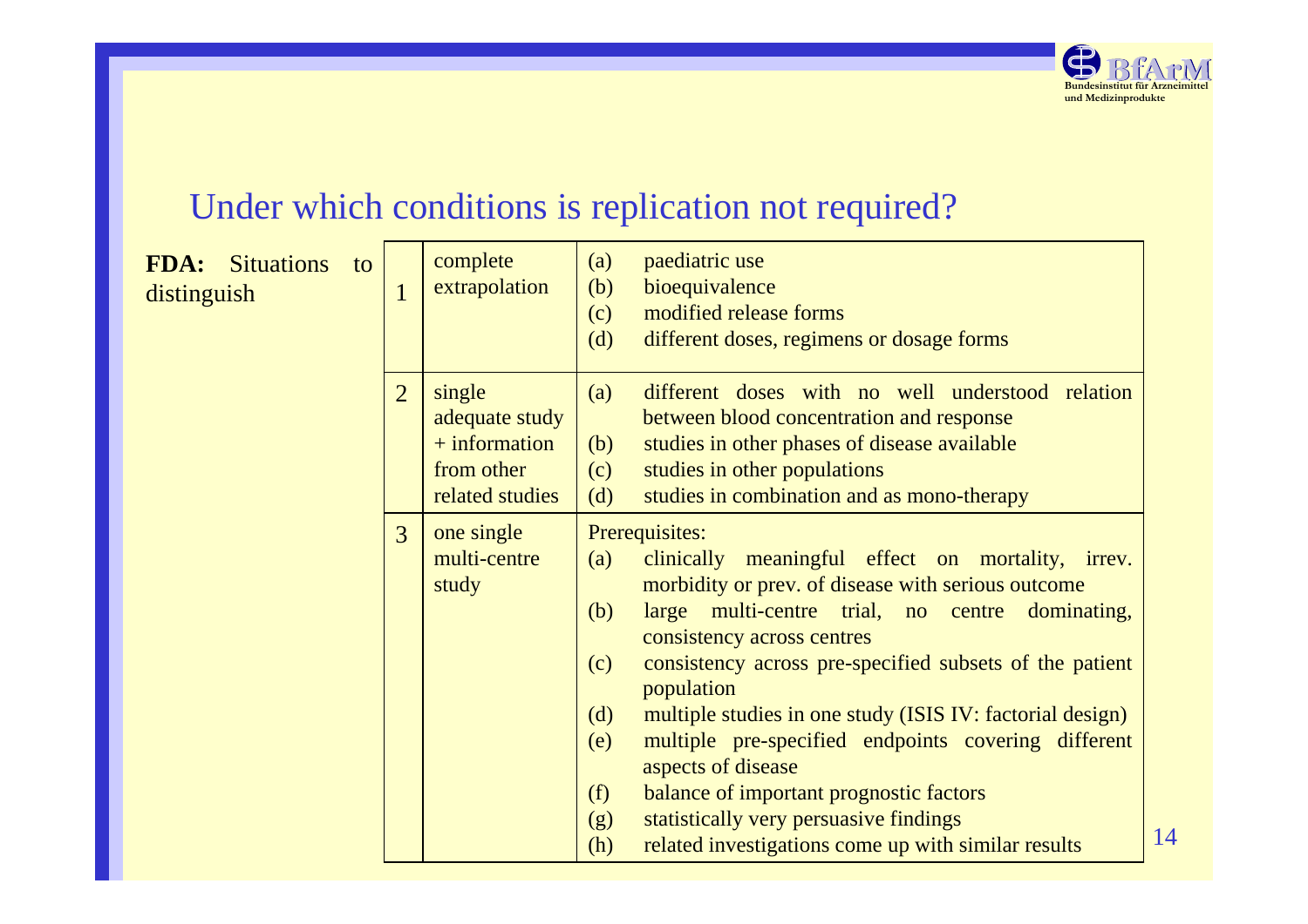# Under which conditions is replication not required?

**FDA:** Situations to distinguish

| | | |
|---|---|---|
| 1 | complete extrapolation | (a) paediatric use<br>(b) bioequivalence<br>(c) modified release forms<br>(d) different doses, regimens or dosage forms |
| 2 | single adequate study + information from other related studies | (a) different doses with no well understood relation between blood concentration and response<br>(b) studies in other phases of disease available<br>(c) studies in other populations<br>(d) studies in combination and as mono-therapy |
| 3 | one single multi-centre study | Prerequisites:<br>(a) clinically meaningful effect on mortality, irrev. morbidity or prev. of disease with serious outcome<br>(b) large multi-centre trial, no centre dominating, consistency across centres<br>(c) consistency across pre-specified subsets of the patient population<br>(d) multiple studies in one study (ISIS IV: factorial design)<br>(e) multiple pre-specified endpoints covering different aspects of disease<br>(f) balance of important prognostic factors<br>(g) statistically very persuasive findings<br>(h) related investigations come up with similar results |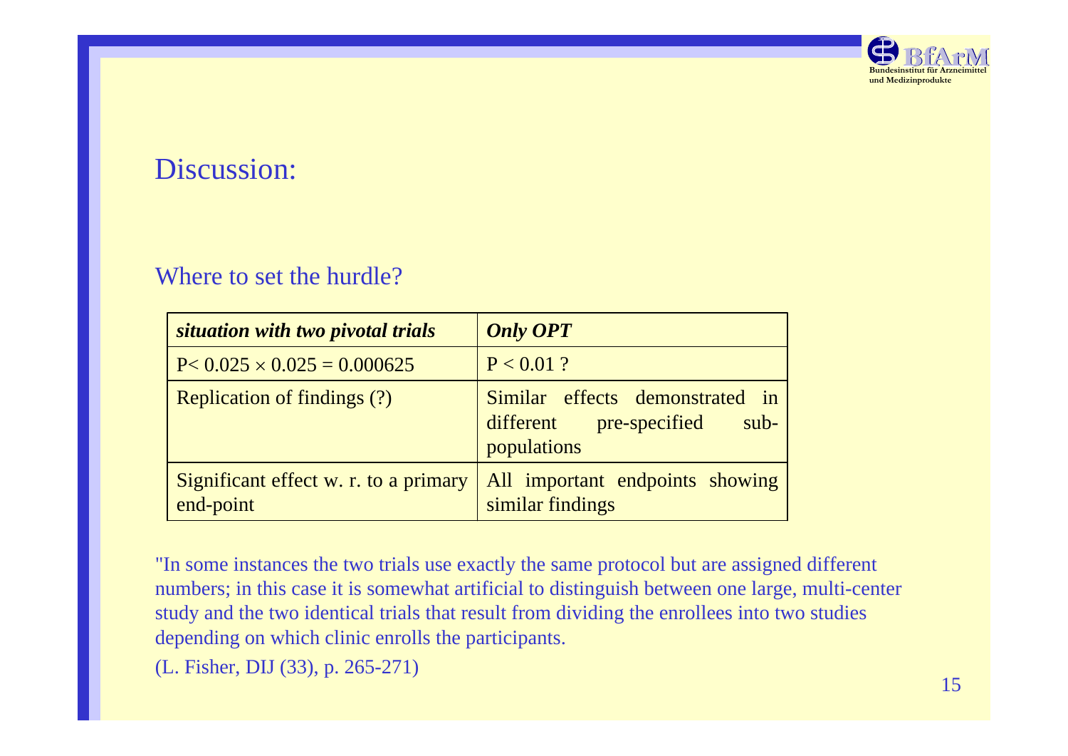## Discussion:

### Where to set the hurdle?

| *situation with two pivotal trials* | *Only OPT* |
|---|---|
| $P < 0.025 \times 0.025 = 0.000625$ | $P < 0.01$ ? |
| Replication of findings (?) | Similar effects demonstrated in different pre-specified sub-populations |
| Significant effect w. r. to a primary end-point | All important endpoints showing similar findings |

"In some instances the two trials use exactly the same protocol but are assigned different numbers; in this case it is somewhat artificial to distinguish between one large, multi-center study and the two identical trials that result from dividing the enrollees into two studies depending on which clinic enrolls the participants.

(L. Fisher, DIJ (33), p. 265-271)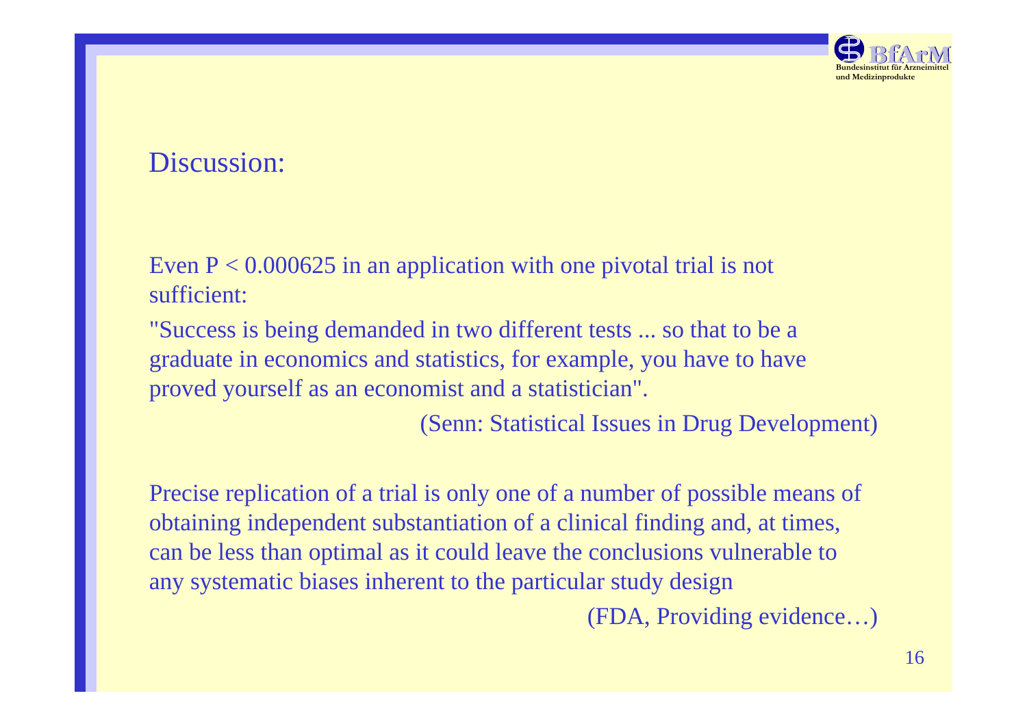## Discussion:

Even $P < 0.000625$ in an application with one pivotal trial is not sufficient:

"Success is being demanded in two different tests ... so that to be a graduate in economics and statistics, for example, you have to have proved yourself as an economist and a statistician".

(Senn: Statistical Issues in Drug Development)

Precise replication of a trial is only one of a number of possible means of obtaining independent substantiation of a clinical finding and, at times, can be less than optimal as it could leave the conclusions vulnerable to any systematic biases inherent to the particular study design

(FDA, Providing evidence…)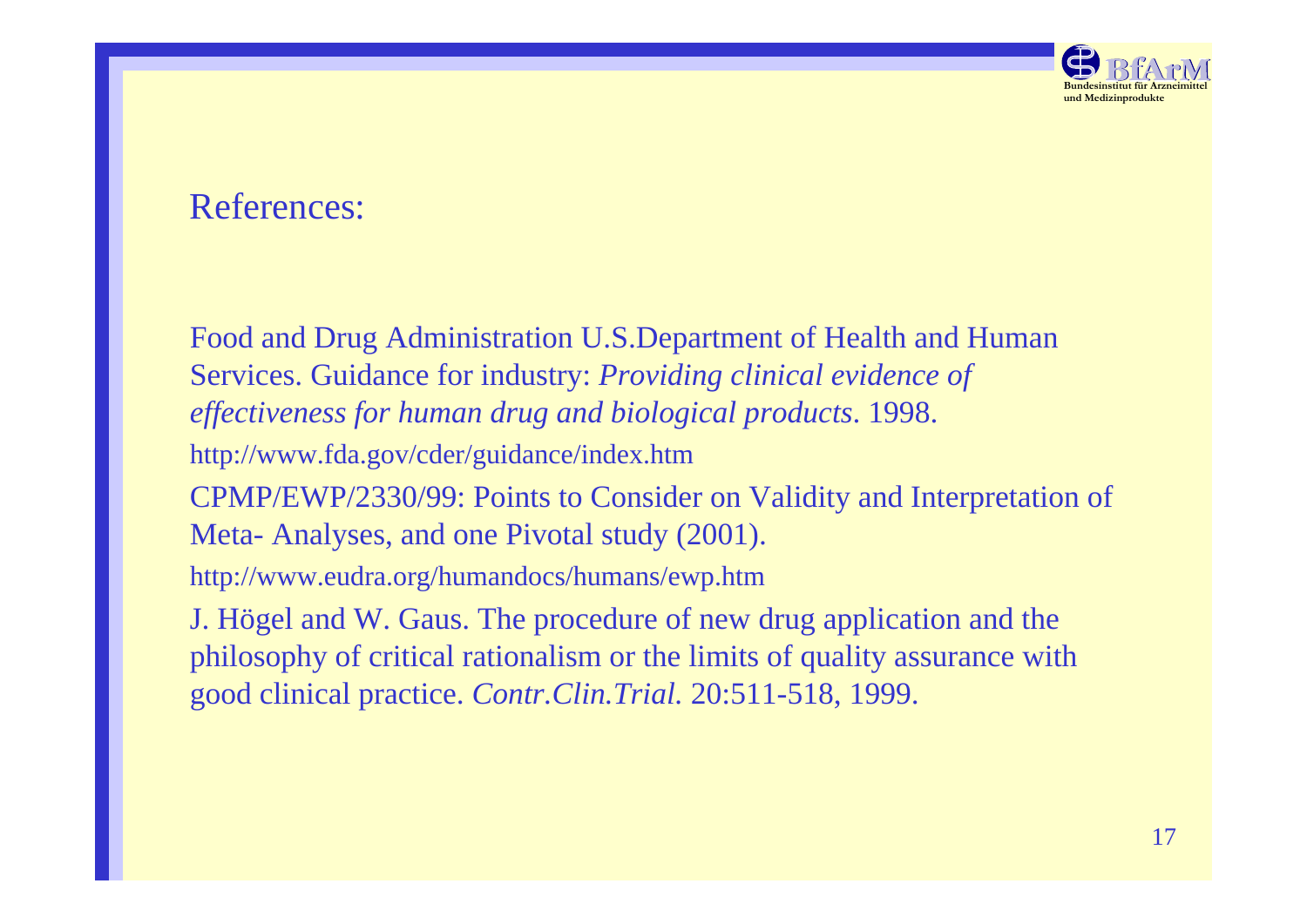## References:

Food and Drug Administration U.S.Department of Health and Human Services. Guidance for industry: *Providing clinical evidence of effectiveness for human drug and biological products*. 1998.

http://www.fda.gov/cder/guidance/index.htm

CPMP/EWP/2330/99: Points to Consider on Validity and Interpretation of Meta- Analyses, and one Pivotal study (2001).

http://www.eudra.org/humandocs/humans/ewp.htm

J. Högel and W. Gaus. The procedure of new drug application and the philosophy of critical rationalism or the limits of quality assurance with good clinical practice. *Contr.Clin.Trial.* 20:511-518, 1999.